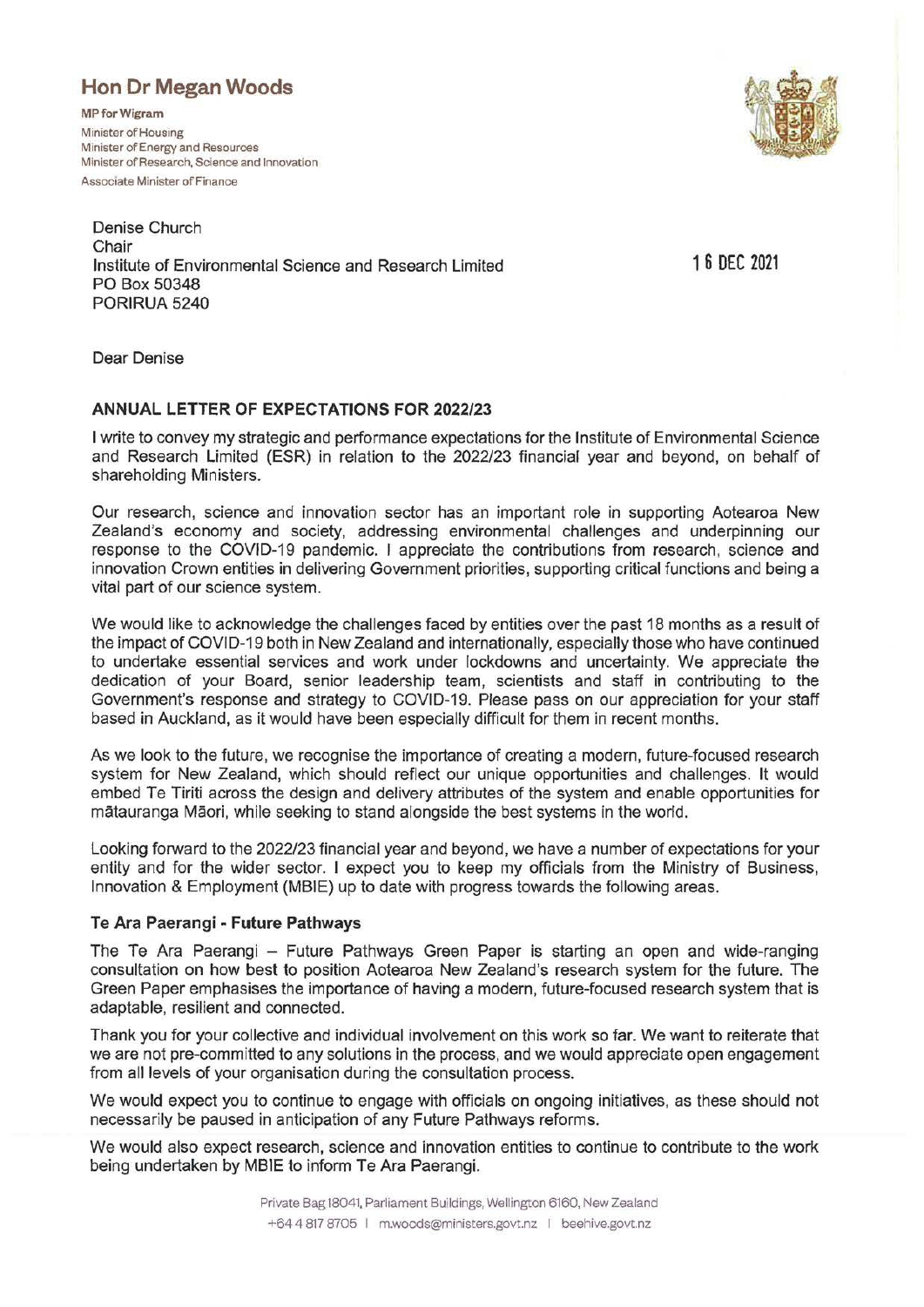# Hon Dr Megan Woods

**MP for Wigram**

Minister of Housing
Minister of Energy and Resources
Minister of Research, Science and Innovation
Associate Minister of Finance

Denise Church
Chair
Institute of Environmental Science and Research Limited
PO Box 50348
PORIRUA 5240

16 DEC 2021

Dear Denise

## ANNUAL LETTER OF EXPECTATIONS FOR 2022/23

I write to convey my strategic and performance expectations for the Institute of Environmental Science and Research Limited (ESR) in relation to the 2022/23 financial year and beyond, on behalf of shareholding Ministers.

Our research, science and innovation sector has an important role in supporting Aotearoa New Zealand's economy and society, addressing environmental challenges and underpinning our response to the COVID-19 pandemic. I appreciate the contributions from research, science and innovation Crown entities in delivering Government priorities, supporting critical functions and being a vital part of our science system.

We would like to acknowledge the challenges faced by entities over the past 18 months as a result of the impact of COVID-19 both in New Zealand and internationally, especially those who have continued to undertake essential services and work under lockdowns and uncertainty. We appreciate the dedication of your Board, senior leadership team, scientists and staff in contributing to the Government's response and strategy to COVID-19. Please pass on our appreciation for your staff based in Auckland, as it would have been especially difficult for them in recent months.

As we look to the future, we recognise the importance of creating a modern, future-focused research system for New Zealand, which should reflect our unique opportunities and challenges. It would embed Te Tiriti across the design and delivery attributes of the system and enable opportunities for mātauranga Māori, while seeking to stand alongside the best systems in the world.

Looking forward to the 2022/23 financial year and beyond, we have a number of expectations for your entity and for the wider sector. I expect you to keep my officials from the Ministry of Business, Innovation & Employment (MBIE) up to date with progress towards the following areas.

### Te Ara Paerangi - Future Pathways

The Te Ara Paerangi – Future Pathways Green Paper is starting an open and wide-ranging consultation on how best to position Aotearoa New Zealand's research system for the future. The Green Paper emphasises the importance of having a modern, future-focused research system that is adaptable, resilient and connected.

Thank you for your collective and individual involvement on this work so far. We want to reiterate that we are not pre-committed to any solutions in the process, and we would appreciate open engagement from all levels of your organisation during the consultation process.

We would expect you to continue to engage with officials on ongoing initiatives, as these should not necessarily be paused in anticipation of any Future Pathways reforms.

We would also expect research, science and innovation entities to continue to contribute to the work being undertaken by MBIE to inform Te Ara Paerangi.

Private Bag 18041, Parliament Buildings, Wellington 6160, New Zealand
+64 4 817 8705 | m.woods@ministers.govt.nz | beehive.govt.nz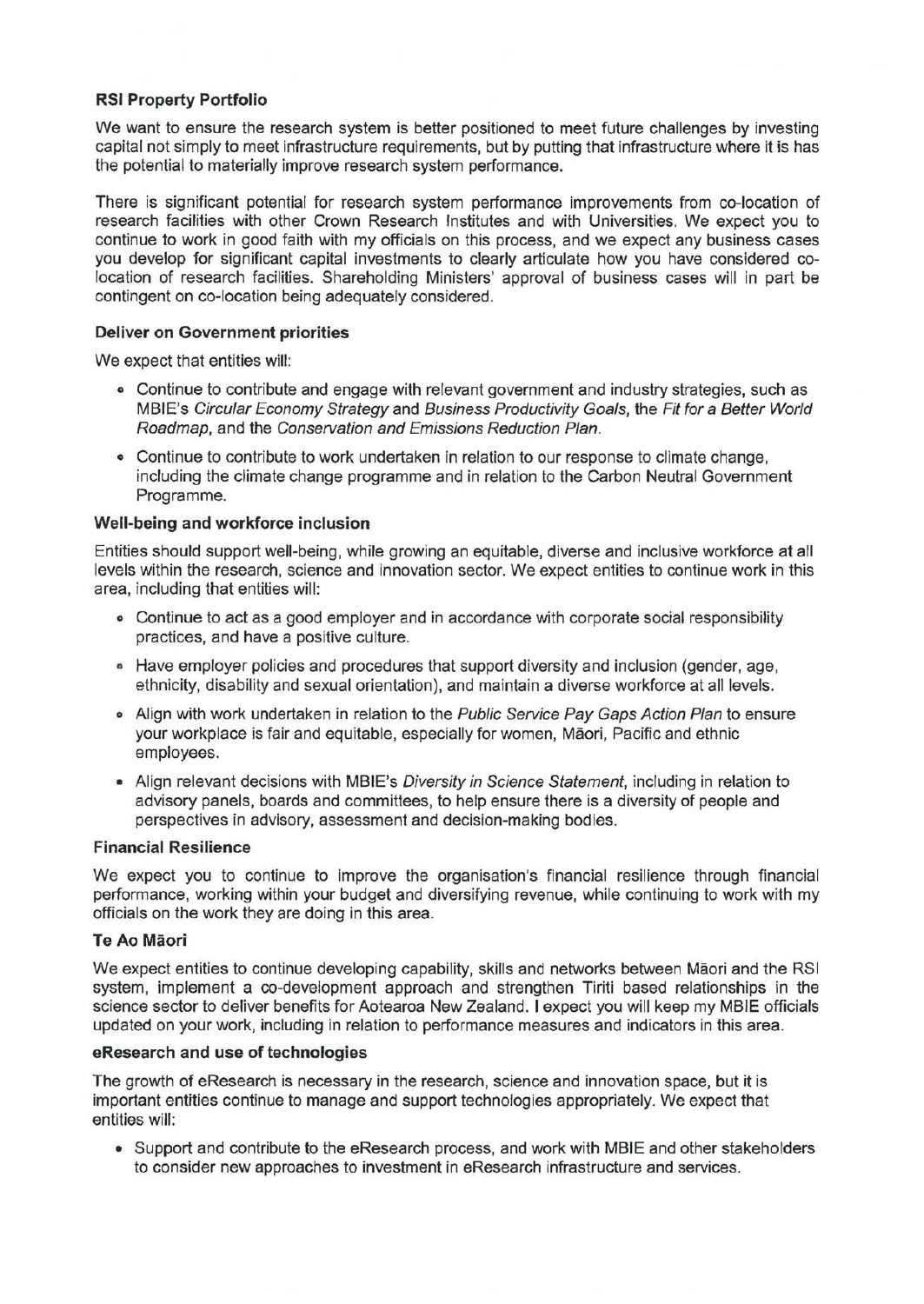**RSI Property Portfolio**

We want to ensure the research system is better positioned to meet future challenges by investing capital not simply to meet infrastructure requirements, but by putting that infrastructure where it is has the potential to materially improve research system performance.

There is significant potential for research system performance improvements from co-location of research facilities with other Crown Research Institutes and with Universities. We expect you to continue to work in good faith with my officials on this process, and we expect any business cases you develop for significant capital investments to clearly articulate how you have considered co-location of research facilities. Shareholding Ministers' approval of business cases will in part be contingent on co-location being adequately considered.

**Deliver on Government priorities**

We expect that entities will:

- Continue to contribute and engage with relevant government and industry strategies, such as MBIE's *Circular Economy Strategy* and *Business Productivity Goals*, the *Fit for a Better World Roadmap*, and the *Conservation and Emissions Reduction Plan*.
- Continue to contribute to work undertaken in relation to our response to climate change, including the climate change programme and in relation to the Carbon Neutral Government Programme.

**Well-being and workforce inclusion**

Entities should support well-being, while growing an equitable, diverse and inclusive workforce at all levels within the research, science and innovation sector. We expect entities to continue work in this area, including that entities will:

- Continue to act as a good employer and in accordance with corporate social responsibility practices, and have a positive culture.
- Have employer policies and procedures that support diversity and inclusion (gender, age, ethnicity, disability and sexual orientation), and maintain a diverse workforce at all levels.
- Align with work undertaken in relation to the *Public Service Pay Gaps Action Plan* to ensure your workplace is fair and equitable, especially for women, Māori, Pacific and ethnic employees.
- Align relevant decisions with MBIE's *Diversity in Science Statement*, including in relation to advisory panels, boards and committees, to help ensure there is a diversity of people and perspectives in advisory, assessment and decision-making bodies.

**Financial Resilience**

We expect you to continue to improve the organisation's financial resilience through financial performance, working within your budget and diversifying revenue, while continuing to work with my officials on the work they are doing in this area.

**Te Ao Māori**

We expect entities to continue developing capability, skills and networks between Māori and the RSI system, implement a co-development approach and strengthen Tiriti based relationships in the science sector to deliver benefits for Aotearoa New Zealand. I expect you will keep my MBIE officials updated on your work, including in relation to performance measures and indicators in this area.

**eResearch and use of technologies**

The growth of eResearch is necessary in the research, science and innovation space, but it is important entities continue to manage and support technologies appropriately. We expect that entities will:

- Support and contribute to the eResearch process, and work with MBIE and other stakeholders to consider new approaches to investment in eResearch infrastructure and services.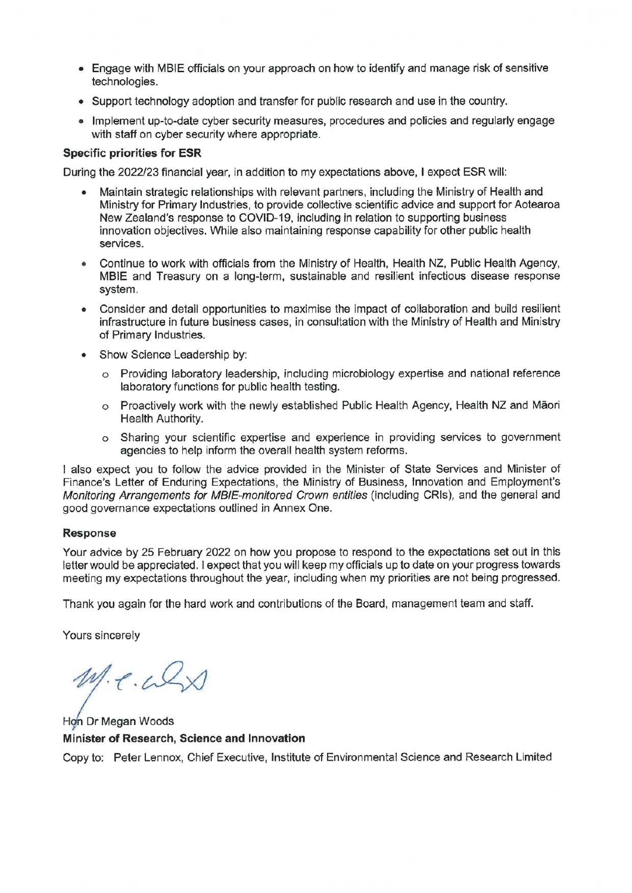- Engage with MBIE officials on your approach on how to identify and manage risk of sensitive technologies.
- Support technology adoption and transfer for public research and use in the country.
- Implement up-to-date cyber security measures, procedures and policies and regularly engage with staff on cyber security where appropriate.

**Specific priorities for ESR**

During the 2022/23 financial year, in addition to my expectations above, I expect ESR will:

- Maintain strategic relationships with relevant partners, including the Ministry of Health and Ministry for Primary Industries, to provide collective scientific advice and support for Aotearoa New Zealand's response to COVID-19, including in relation to supporting business innovation objectives. While also maintaining response capability for other public health services.
- Continue to work with officials from the Ministry of Health, Health NZ, Public Health Agency, MBIE and Treasury on a long-term, sustainable and resilient infectious disease response system.
- Consider and detail opportunities to maximise the impact of collaboration and build resilient infrastructure in future business cases, in consultation with the Ministry of Health and Ministry of Primary Industries.
- Show Science Leadership by:
  - Providing laboratory leadership, including microbiology expertise and national reference laboratory functions for public health testing.
  - Proactively work with the newly established Public Health Agency, Health NZ and Māori Health Authority.
  - Sharing your scientific expertise and experience in providing services to government agencies to help inform the overall health system reforms.

I also expect you to follow the advice provided in the Minister of State Services and Minister of Finance's Letter of Enduring Expectations, the Ministry of Business, Innovation and Employment's *Monitoring Arrangements for MBIE-monitored Crown entities* (including CRIs), and the general and good governance expectations outlined in Annex One.

**Response**

Your advice by 25 February 2022 on how you propose to respond to the expectations set out in this letter would be appreciated. I expect that you will keep my officials up to date on your progress towards meeting my expectations throughout the year, including when my priorities are not being progressed.

Thank you again for the hard work and contributions of the Board, management team and staff.

Yours sincerely

Hon Dr Megan Woods
**Minister of Research, Science and Innovation**

Copy to: Peter Lennox, Chief Executive, Institute of Environmental Science and Research Limited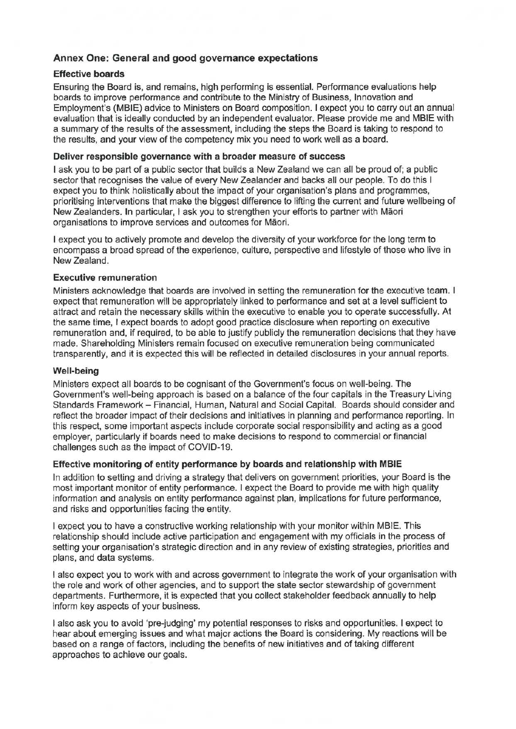## Annex One: General and good governance expectations

### Effective boards

Ensuring the Board is, and remains, high performing is essential. Performance evaluations help boards to improve performance and contribute to the Ministry of Business, Innovation and Employment's (MBIE) advice to Ministers on Board composition. I expect you to carry out an annual evaluation that is ideally conducted by an independent evaluator. Please provide me and MBIE with a summary of the results of the assessment, including the steps the Board is taking to respond to the results, and your view of the competency mix you need to work well as a board.

### Deliver responsible governance with a broader measure of success

I ask you to be part of a public sector that builds a New Zealand we can all be proud of; a public sector that recognises the value of every New Zealander and backs all our people. To do this I expect you to think holistically about the impact of your organisation's plans and programmes, prioritising interventions that make the biggest difference to lifting the current and future wellbeing of New Zealanders. In particular, I ask you to strengthen your efforts to partner with Māori organisations to improve services and outcomes for Māori.

I expect you to actively promote and develop the diversity of your workforce for the long term to encompass a broad spread of the experience, culture, perspective and lifestyle of those who live in New Zealand.

### Executive remuneration

Ministers acknowledge that boards are involved in setting the remuneration for the executive team. I expect that remuneration will be appropriately linked to performance and set at a level sufficient to attract and retain the necessary skills within the executive to enable you to operate successfully. At the same time, I expect boards to adopt good practice disclosure when reporting on executive remuneration and, if required, to be able to justify publicly the remuneration decisions that they have made. Shareholding Ministers remain focused on executive remuneration being communicated transparently, and it is expected this will be reflected in detailed disclosures in your annual reports.

### Well-being

Ministers expect all boards to be cognisant of the Government's focus on well-being. The Government's well-being approach is based on a balance of the four capitals in the Treasury Living Standards Framework – Financial, Human, Natural and Social Capital. Boards should consider and reflect the broader impact of their decisions and initiatives in planning and performance reporting. In this respect, some important aspects include corporate social responsibility and acting as a good employer, particularly if boards need to make decisions to respond to commercial or financial challenges such as the impact of COVID-19.

### Effective monitoring of entity performance by boards and relationship with MBIE

In addition to setting and driving a strategy that delivers on government priorities, your Board is the most important monitor of entity performance. I expect the Board to provide me with high quality information and analysis on entity performance against plan, implications for future performance, and risks and opportunities facing the entity.

I expect you to have a constructive working relationship with your monitor within MBIE. This relationship should include active participation and engagement with my officials in the process of setting your organisation's strategic direction and in any review of existing strategies, priorities and plans, and data systems.

I also expect you to work with and across government to integrate the work of your organisation with the role and work of other agencies, and to support the state sector stewardship of government departments. Furthermore, it is expected that you collect stakeholder feedback annually to help inform key aspects of your business.

I also ask you to avoid 'pre-judging' my potential responses to risks and opportunities. I expect to hear about emerging issues and what major actions the Board is considering. My reactions will be based on a range of factors, including the benefits of new initiatives and of taking different approaches to achieve our goals.